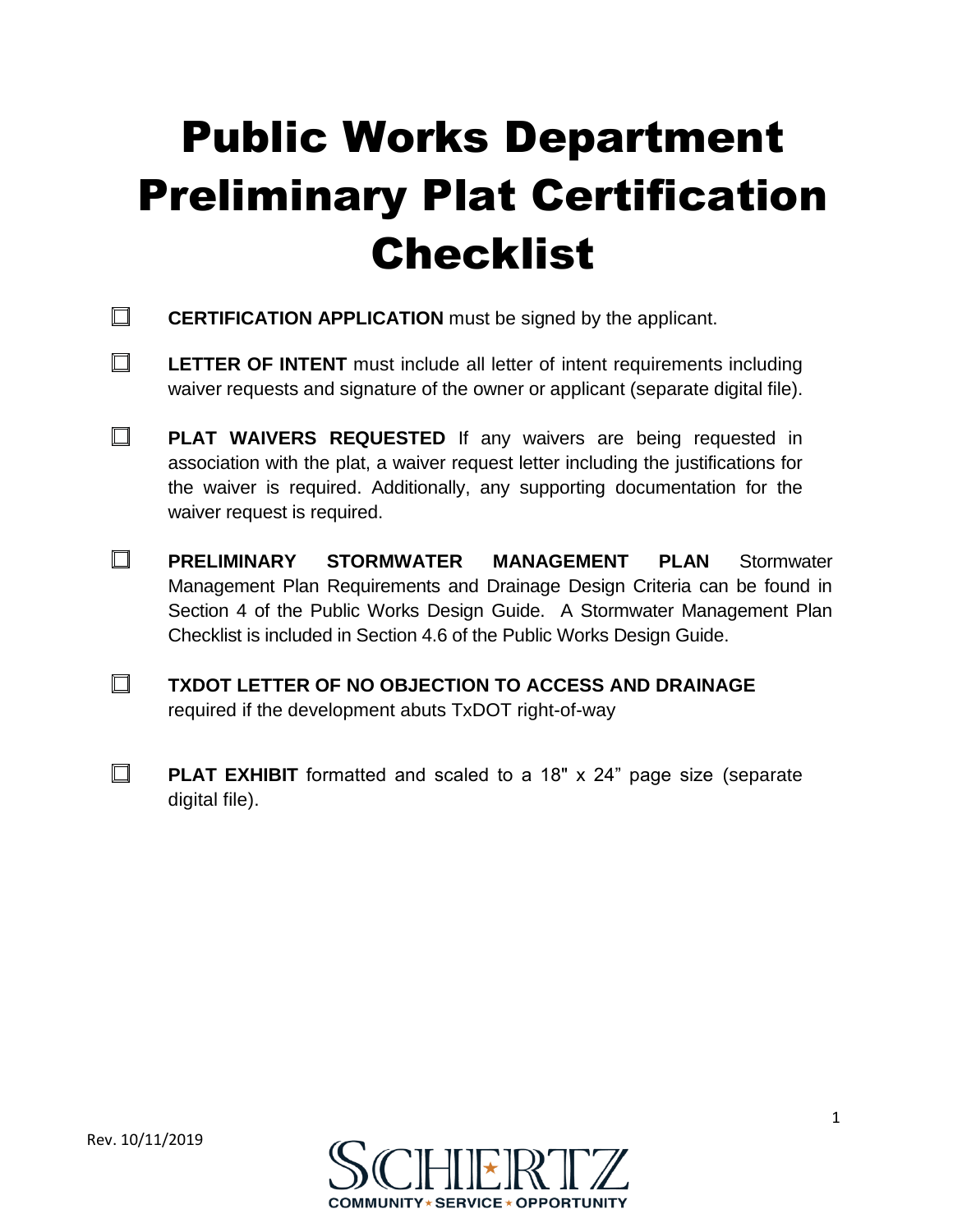# Public Works Department Preliminary Plat Certification Checklist

- ☐ **CERTIFICATION APPLICATION** must be signed by the applicant.

- ☐ **LETTER OF INTENT** must include all letter of intent requirements including waiver requests and signature of the owner or applicant (separate digital file).

- ☐ **PLAT WAIVERS REQUESTED** If any waivers are being requested in association with the plat, a waiver request letter including the justifications for the waiver is required. Additionally, any supporting documentation for the waiver request is required.

- ☐ **PRELIMINARY STORMWATER MANAGEMENT PLAN** Stormwater Management Plan Requirements and Drainage Design Criteria can be found in Section 4 of the Public Works Design Guide. A Stormwater Management Plan Checklist is included in Section 4.6 of the Public Works Design Guide.

- ☐ **TXDOT LETTER OF NO OBJECTION TO ACCESS AND DRAINAGE** required if the development abuts TxDOT right-of-way

- ☐ **PLAT EXHIBIT** formatted and scaled to a 18" x 24" page size (separate digital file).

Rev. 10/11/2019

SCHERTZ
COMMUNITY ★ SERVICE ★ OPPORTUNITY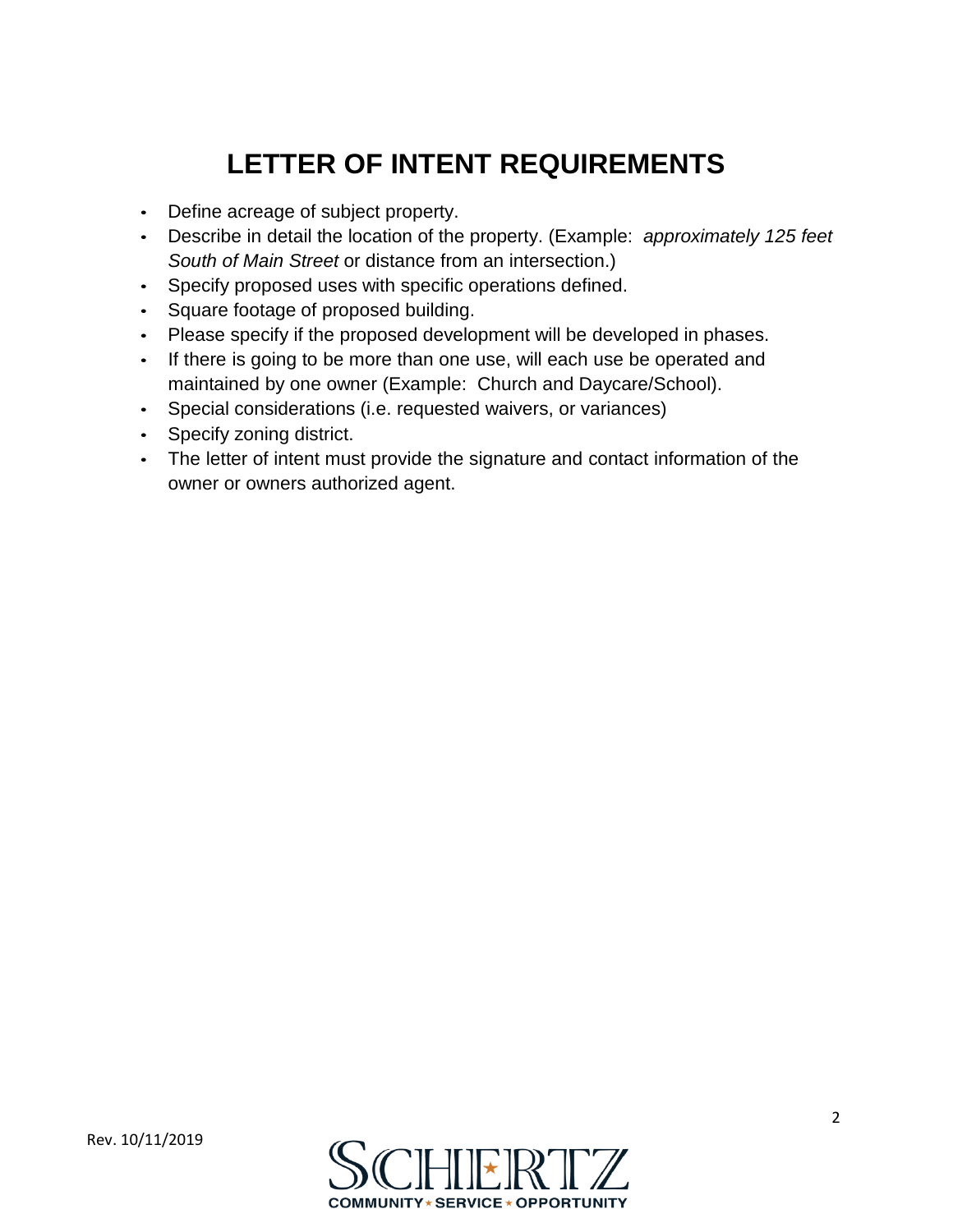# LETTER OF INTENT REQUIREMENTS

- Define acreage of subject property.
- Describe in detail the location of the property. (Example: *approximately 125 feet South of Main Street* or distance from an intersection.)
- Specify proposed uses with specific operations defined.
- Square footage of proposed building.
- Please specify if the proposed development will be developed in phases.
- If there is going to be more than one use, will each use be operated and maintained by one owner (Example: Church and Daycare/School).
- Special considerations (i.e. requested waivers, or variances)
- Specify zoning district.
- The letter of intent must provide the signature and contact information of the owner or owners authorized agent.

Rev. 10/11/2019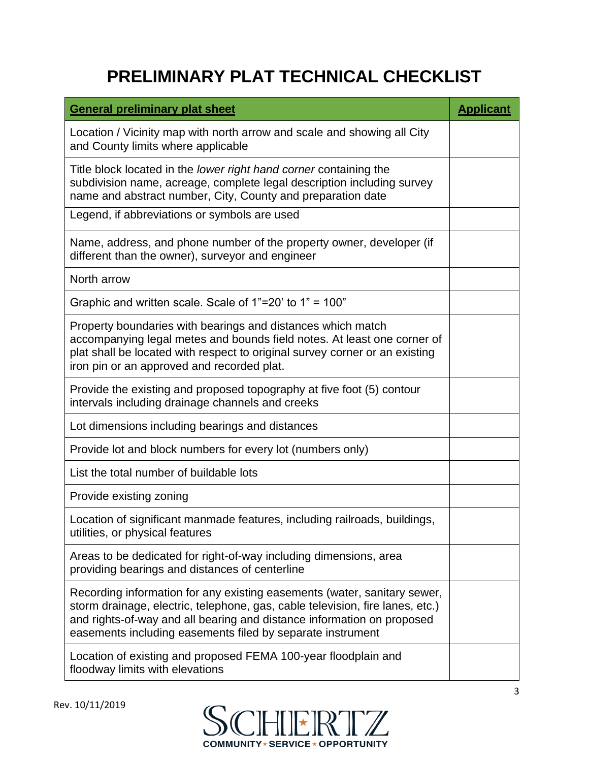# PRELIMINARY PLAT TECHNICAL CHECKLIST

| **General preliminary plat sheet** | **Applicant** |
|---|---|
| Location / Vicinity map with north arrow and scale and showing all City and County limits where applicable | |
| Title block located in the *lower right hand corner* containing the subdivision name, acreage, complete legal description including survey name and abstract number, City, County and preparation date | |
| Legend, if abbreviations or symbols are used | |
| Name, address, and phone number of the property owner, developer (if different than the owner), surveyor and engineer | |
| North arrow | |
| Graphic and written scale. Scale of 1"=20' to 1" = 100" | |
| Property boundaries with bearings and distances which match accompanying legal metes and bounds field notes. At least one corner of plat shall be located with respect to original survey corner or an existing iron pin or an approved and recorded plat. | |
| Provide the existing and proposed topography at five foot (5) contour intervals including drainage channels and creeks | |
| Lot dimensions including bearings and distances | |
| Provide lot and block numbers for every lot (numbers only) | |
| List the total number of buildable lots | |
| Provide existing zoning | |
| Location of significant manmade features, including railroads, buildings, utilities, or physical features | |
| Areas to be dedicated for right-of-way including dimensions, area providing bearings and distances of centerline | |
| Recording information for any existing easements (water, sanitary sewer, storm drainage, electric, telephone, gas, cable television, fire lanes, etc.) and rights-of-way and all bearing and distance information on proposed easements including easements filed by separate instrument | |
| Location of existing and proposed FEMA 100-year floodplain and floodway limits with elevations | |

Rev. 10/11/2019

SCHERTZ
COMMUNITY ★ SERVICE ★ OPPORTUNITY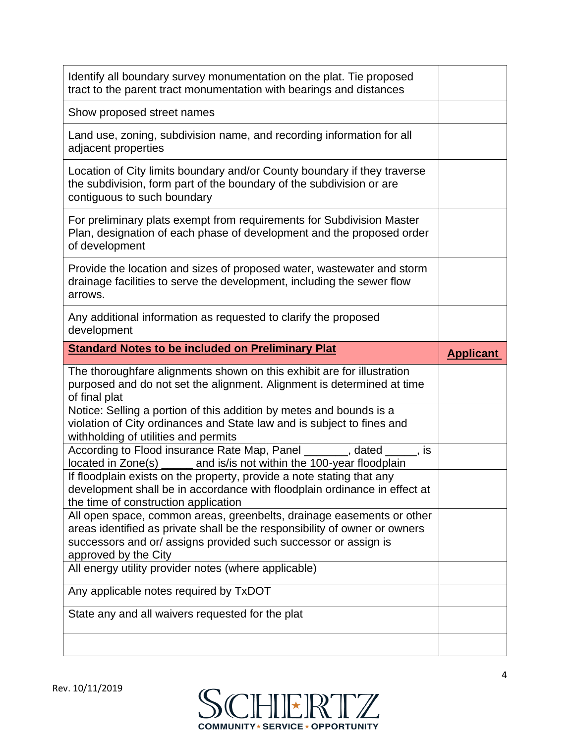| | |
|---|---|
| Identify all boundary survey monumentation on the plat. Tie proposed tract to the parent tract monumentation with bearings and distances | |
| Show proposed street names | |
| Land use, zoning, subdivision name, and recording information for all adjacent properties | |
| Location of City limits boundary and/or County boundary if they traverse the subdivision, form part of the boundary of the subdivision or are contiguous to such boundary | |
| For preliminary plats exempt from requirements for Subdivision Master Plan, designation of each phase of development and the proposed order of development | |
| Provide the location and sizes of proposed water, wastewater and storm drainage facilities to serve the development, including the sewer flow arrows. | |
| Any additional information as requested to clarify the proposed development | |
| **Standard Notes to be included on Preliminary Plat** | **Applicant** |
| The thoroughfare alignments shown on this exhibit are for illustration purposed and do not set the alignment. Alignment is determined at time of final plat | |
| Notice: Selling a portion of this addition by metes and bounds is a violation of City ordinances and State law and is subject to fines and withholding of utilities and permits | |
| According to Flood insurance Rate Map, Panel _______, dated _____, is located in Zone(s) _____ and is/is not within the 100-year floodplain | |
| If floodplain exists on the property, provide a note stating that any development shall be in accordance with floodplain ordinance in effect at the time of construction application | |
| All open space, common areas, greenbelts, drainage easements or other areas identified as private shall be the responsibility of owner or owners successors and or/ assigns provided such successor or assign is approved by the City | |
| All energy utility provider notes (where applicable) | |
| Any applicable notes required by TxDOT | |
| State any and all waivers requested for the plat | |
| | |

Rev. 10/11/2019

SCHERTZ
COMMUNITY ★ SERVICE ★ OPPORTUNITY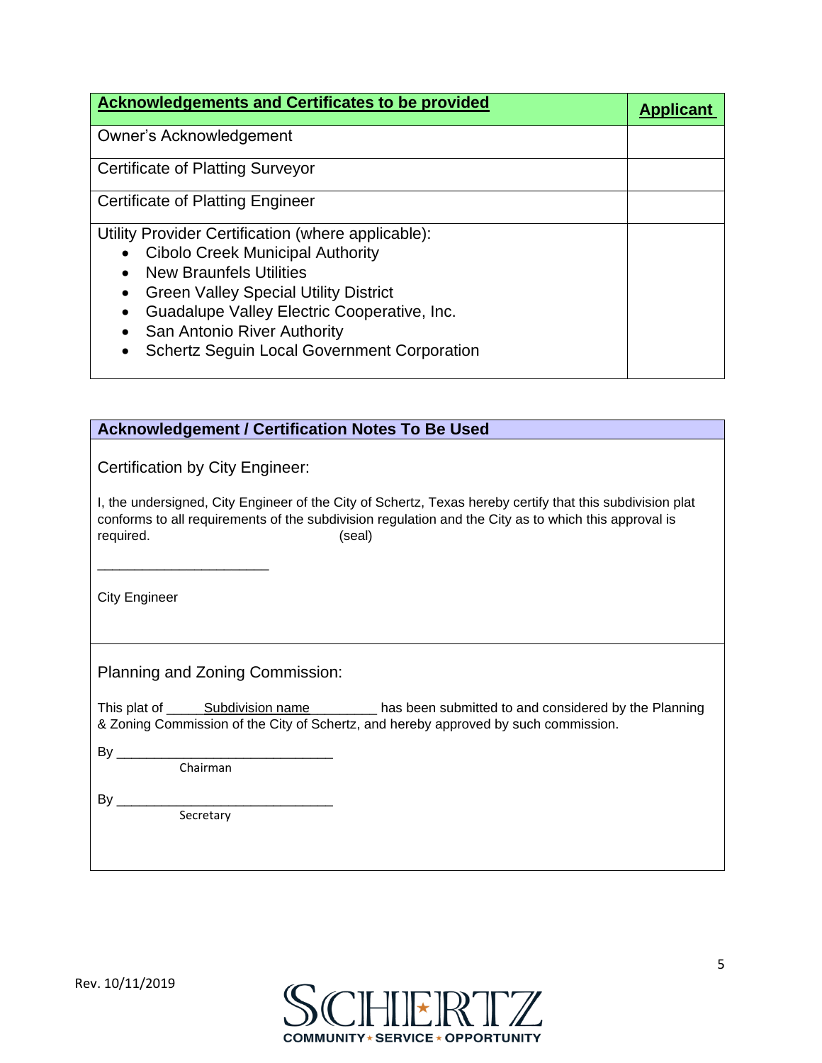| Acknowledgements and Certificates to be provided | Applicant |
|---|---|
| Owner's Acknowledgement | |
| Certificate of Platting Surveyor | |
| Certificate of Platting Engineer | |
| Utility Provider Certification (where applicable): <br>• Cibolo Creek Municipal Authority <br>• New Braunfels Utilities <br>• Green Valley Special Utility District <br>• Guadalupe Valley Electric Cooperative, Inc. <br>• San Antonio River Authority <br>• Schertz Seguin Local Government Corporation | |

## Acknowledgement / Certification Notes To Be Used

### Certification by City Engineer:

I, the undersigned, City Engineer of the City of Schertz, Texas hereby certify that this subdivision plat conforms to all requirements of the subdivision regulation and the City as to which this approval is required. (seal)

_______________________

City Engineer

### Planning and Zoning Commission:

This plat of _____Subdivision name_________ has been submitted to and considered by the Planning & Zoning Commission of the City of Schertz, and hereby approved by such commission.

By _____________________________
Chairman

By _____________________________
Secretary

Rev. 10/11/2019